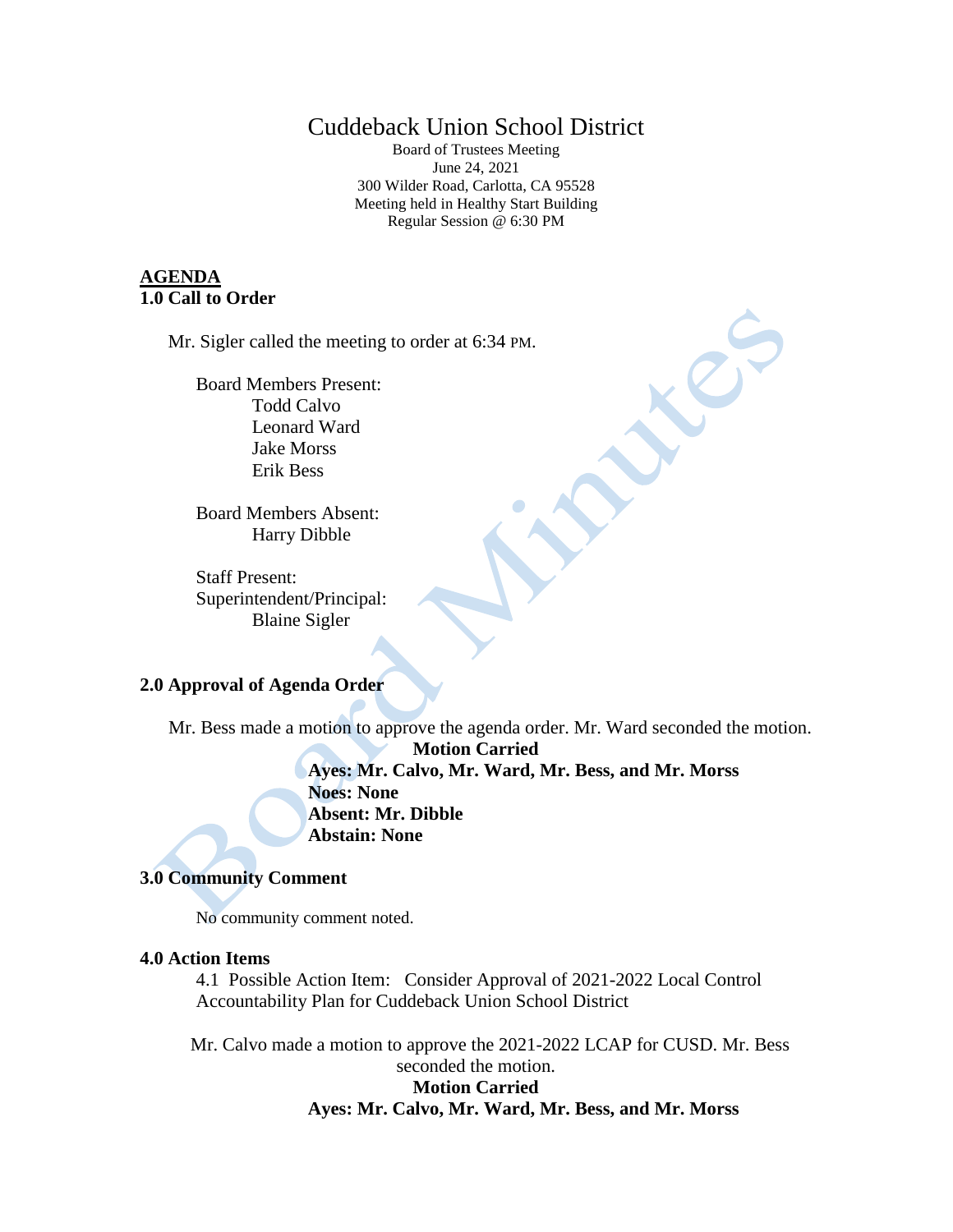# Cuddeback Union School District

Board of Trustees Meeting
June 24, 2021
300 Wilder Road, Carlotta, CA 95528
Meeting held in Healthy Start Building
Regular Session @ 6:30 PM

**AGENDA**

## 1.0 Call to Order

Mr. Sigler called the meeting to order at 6:34 PM.

Board Members Present:
- Todd Calvo
- Leonard Ward
- Jake Morss
- Erik Bess

Board Members Absent:
- Harry Dibble

Staff Present:
Superintendent/Principal:
- Blaine Sigler

## 2.0 Approval of Agenda Order

Mr. Bess made a motion to approve the agenda order. Mr. Ward seconded the motion.

**Motion Carried**
**Ayes: Mr. Calvo, Mr. Ward, Mr. Bess, and Mr. Morss**
**Noes: None**
**Absent: Mr. Dibble**
**Abstain: None**

## 3.0 Community Comment

No community comment noted.

## 4.0 Action Items

4.1 Possible Action Item: Consider Approval of 2021-2022 Local Control Accountability Plan for Cuddeback Union School District

Mr. Calvo made a motion to approve the 2021-2022 LCAP for CUSD. Mr. Bess seconded the motion.

**Motion Carried**
**Ayes: Mr. Calvo, Mr. Ward, Mr. Bess, and Mr. Morss**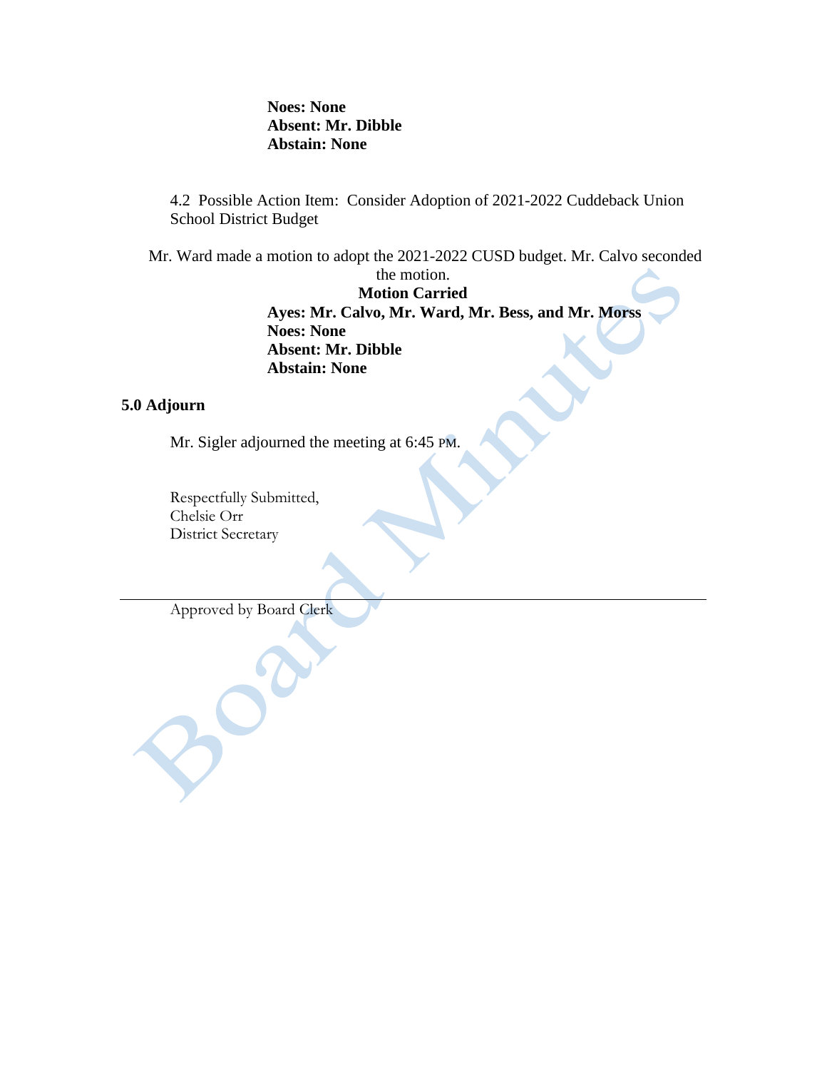**Noes: None**
**Absent: Mr. Dibble**
**Abstain: None**

4.2 Possible Action Item: Consider Adoption of 2021-2022 Cuddeback Union School District Budget

Mr. Ward made a motion to adopt the 2021-2022 CUSD budget. Mr. Calvo seconded the motion.

**Motion Carried**
**Ayes: Mr. Calvo, Mr. Ward, Mr. Bess, and Mr. Morss**
**Noes: None**
**Absent: Mr. Dibble**
**Abstain: None**

## 5.0 Adjourn

Mr. Sigler adjourned the meeting at 6:45 PM.

Respectfully Submitted,
Chelsie Orr
District Secretary

---

Approved by Board Clerk